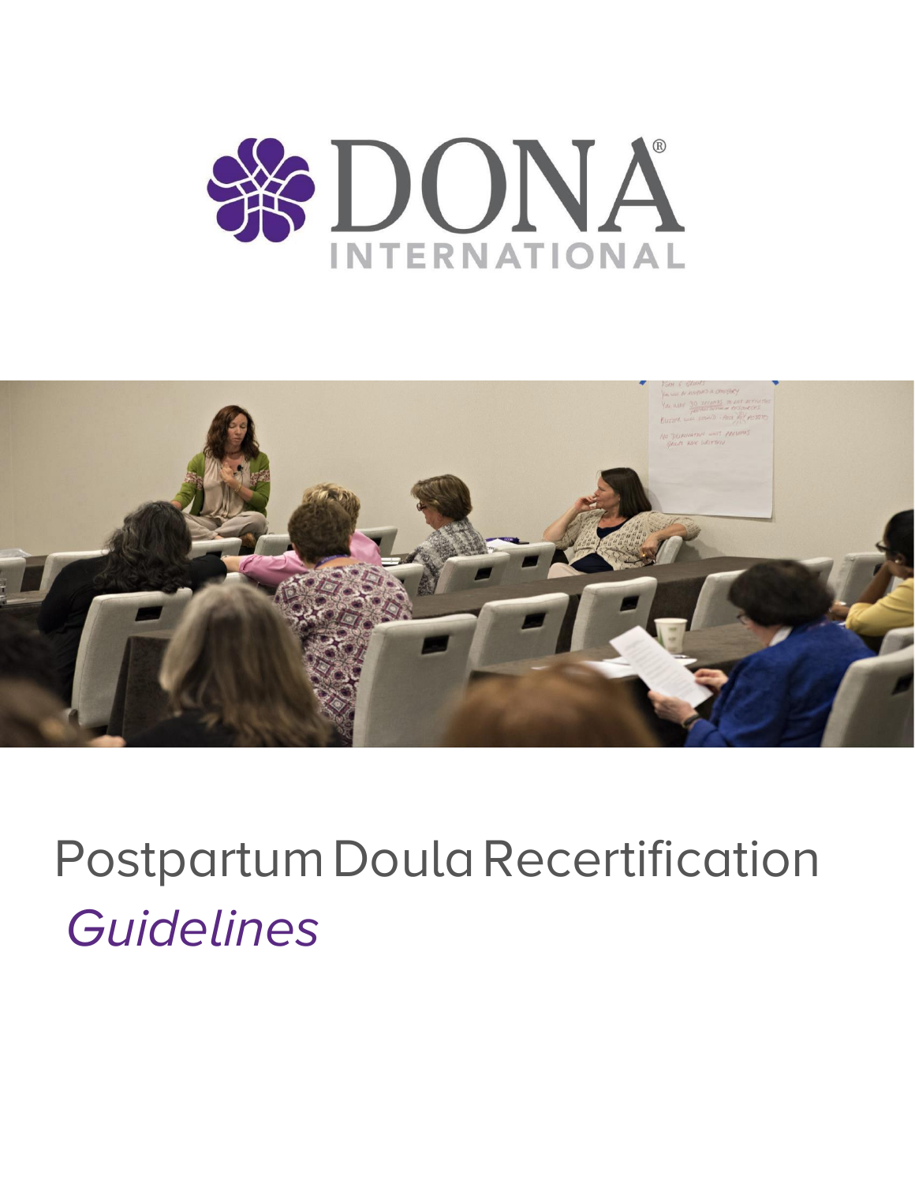DONA INTERNATIONAL

# Postpartum Doula Recertification *Guidelines*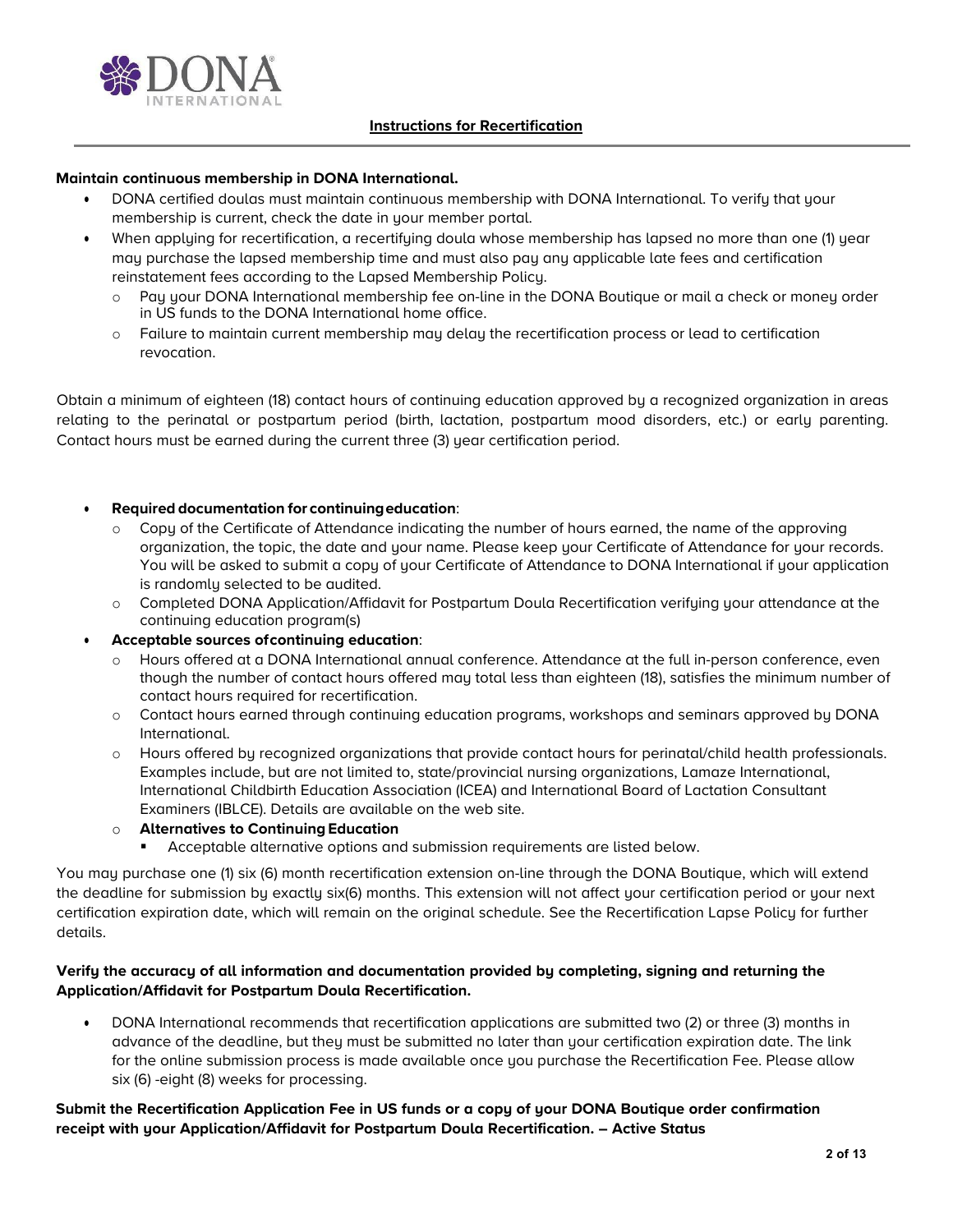## Instructions for Recertification

**Maintain continuous membership in DONA International.**

- DONA certified doulas must maintain continuous membership with DONA International. To verify that your membership is current, check the date in your member portal.
- When applying for recertification, a recertifying doula whose membership has lapsed no more than one (1) year may purchase the lapsed membership time and must also pay any applicable late fees and certification reinstatement fees according to the Lapsed Membership Policy.
  - Pay your DONA International membership fee on-line in the DONA Boutique or mail a check or money order in US funds to the DONA International home office.
  - Failure to maintain current membership may delay the recertification process or lead to certification revocation.

Obtain a minimum of eighteen (18) contact hours of continuing education approved by a recognized organization in areas relating to the perinatal or postpartum period (birth, lactation, postpartum mood disorders, etc.) or early parenting. Contact hours must be earned during the current three (3) year certification period.

- **Required documentation for continuing education**:
  - Copy of the Certificate of Attendance indicating the number of hours earned, the name of the approving organization, the topic, the date and your name. Please keep your Certificate of Attendance for your records. You will be asked to submit a copy of your Certificate of Attendance to DONA International if your application is randomly selected to be audited.
  - Completed DONA Application/Affidavit for Postpartum Doula Recertification verifying your attendance at the continuing education program(s)
- **Acceptable sources of continuing education**:
  - Hours offered at a DONA International annual conference. Attendance at the full in-person conference, even though the number of contact hours offered may total less than eighteen (18), satisfies the minimum number of contact hours required for recertification.
  - Contact hours earned through continuing education programs, workshops and seminars approved by DONA International.
  - Hours offered by recognized organizations that provide contact hours for perinatal/child health professionals. Examples include, but are not limited to, state/provincial nursing organizations, Lamaze International, International Childbirth Education Association (ICEA) and International Board of Lactation Consultant Examiners (IBLCE). Details are available on the web site.
  - **Alternatives to Continuing Education**
    - Acceptable alternative options and submission requirements are listed below.

You may purchase one (1) six (6) month recertification extension on-line through the DONA Boutique, which will extend the deadline for submission by exactly six(6) months. This extension will not affect your certification period or your next certification expiration date, which will remain on the original schedule. See the Recertification Lapse Policy for further details.

**Verify the accuracy of all information and documentation provided by completing, signing and returning the Application/Affidavit for Postpartum Doula Recertification.**

- DONA International recommends that recertification applications are submitted two (2) or three (3) months in advance of the deadline, but they must be submitted no later than your certification expiration date. The link for the online submission process is made available once you purchase the Recertification Fee. Please allow six (6) -eight (8) weeks for processing.

**Submit the Recertification Application Fee in US funds or a copy of your DONA Boutique order confirmation receipt with your Application/Affidavit for Postpartum Doula Recertification. – Active Status**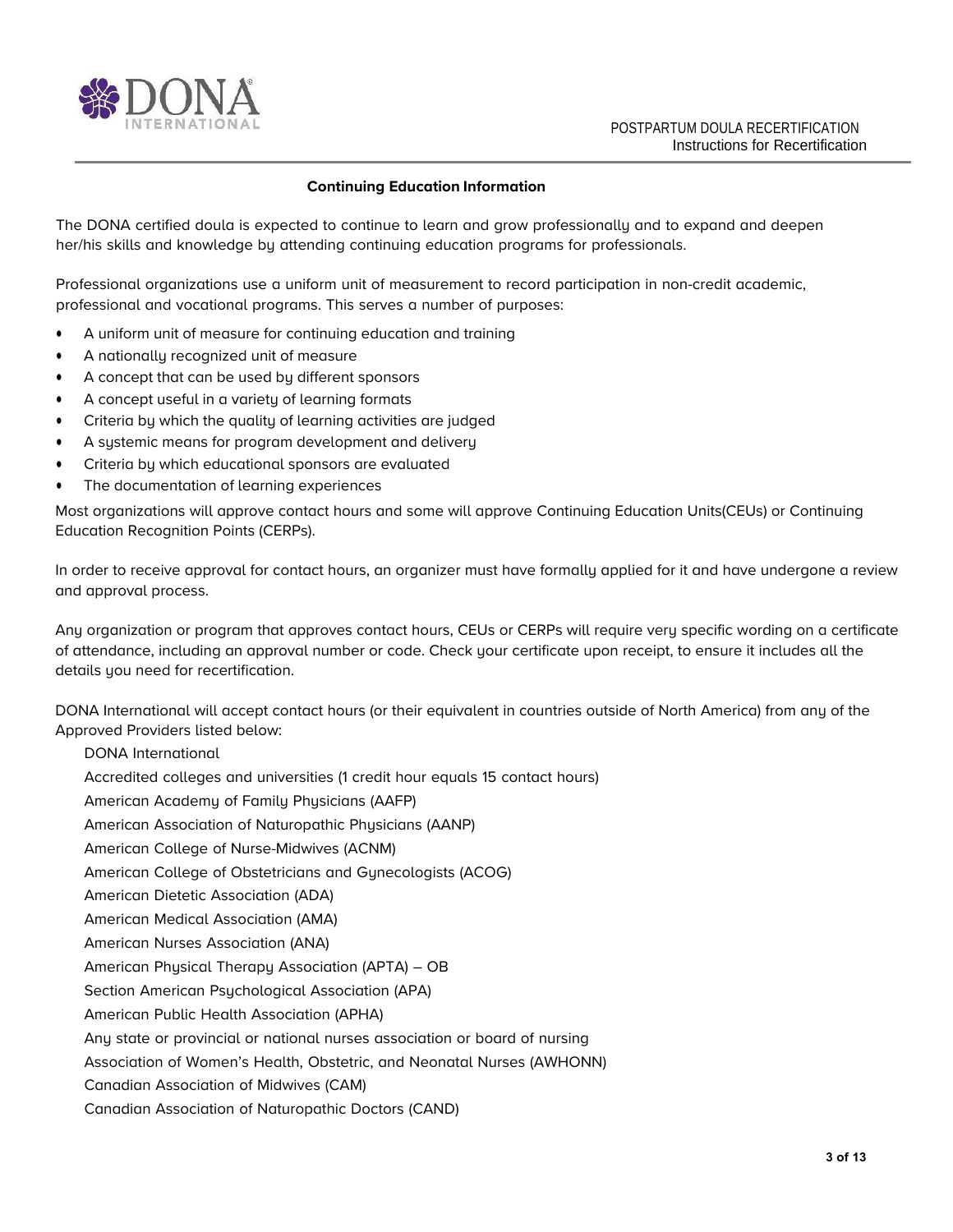### Continuing Education Information

The DONA certified doula is expected to continue to learn and grow professionally and to expand and deepen her/his skills and knowledge by attending continuing education programs for professionals.

Professional organizations use a uniform unit of measurement to record participation in non-credit academic, professional and vocational programs. This serves a number of purposes:

- A uniform unit of measure for continuing education and training
- A nationally recognized unit of measure
- A concept that can be used by different sponsors
- A concept useful in a variety of learning formats
- Criteria by which the quality of learning activities are judged
- A systemic means for program development and delivery
- Criteria by which educational sponsors are evaluated
- The documentation of learning experiences

Most organizations will approve contact hours and some will approve Continuing Education Units(CEUs) or Continuing Education Recognition Points (CERPs).

In order to receive approval for contact hours, an organizer must have formally applied for it and have undergone a review and approval process.

Any organization or program that approves contact hours, CEUs or CERPs will require very specific wording on a certificate of attendance, including an approval number or code. Check your certificate upon receipt, to ensure it includes all the details you need for recertification.

DONA International will accept contact hours (or their equivalent in countries outside of North America) from any of the Approved Providers listed below:

DONA International  
Accredited colleges and universities (1 credit hour equals 15 contact hours)  
American Academy of Family Physicians (AAFP)  
American Association of Naturopathic Physicians (AANP)  
American College of Nurse-Midwives (ACNM)  
American College of Obstetricians and Gynecologists (ACOG)  
American Dietetic Association (ADA)  
American Medical Association (AMA)  
American Nurses Association (ANA)  
American Physical Therapy Association (APTA) – OB  
Section American Psychological Association (APA)  
American Public Health Association (APHA)  
Any state or provincial or national nurses association or board of nursing  
Association of Women's Health, Obstetric, and Neonatal Nurses (AWHONN)  
Canadian Association of Midwives (CAM)  
Canadian Association of Naturopathic Doctors (CAND)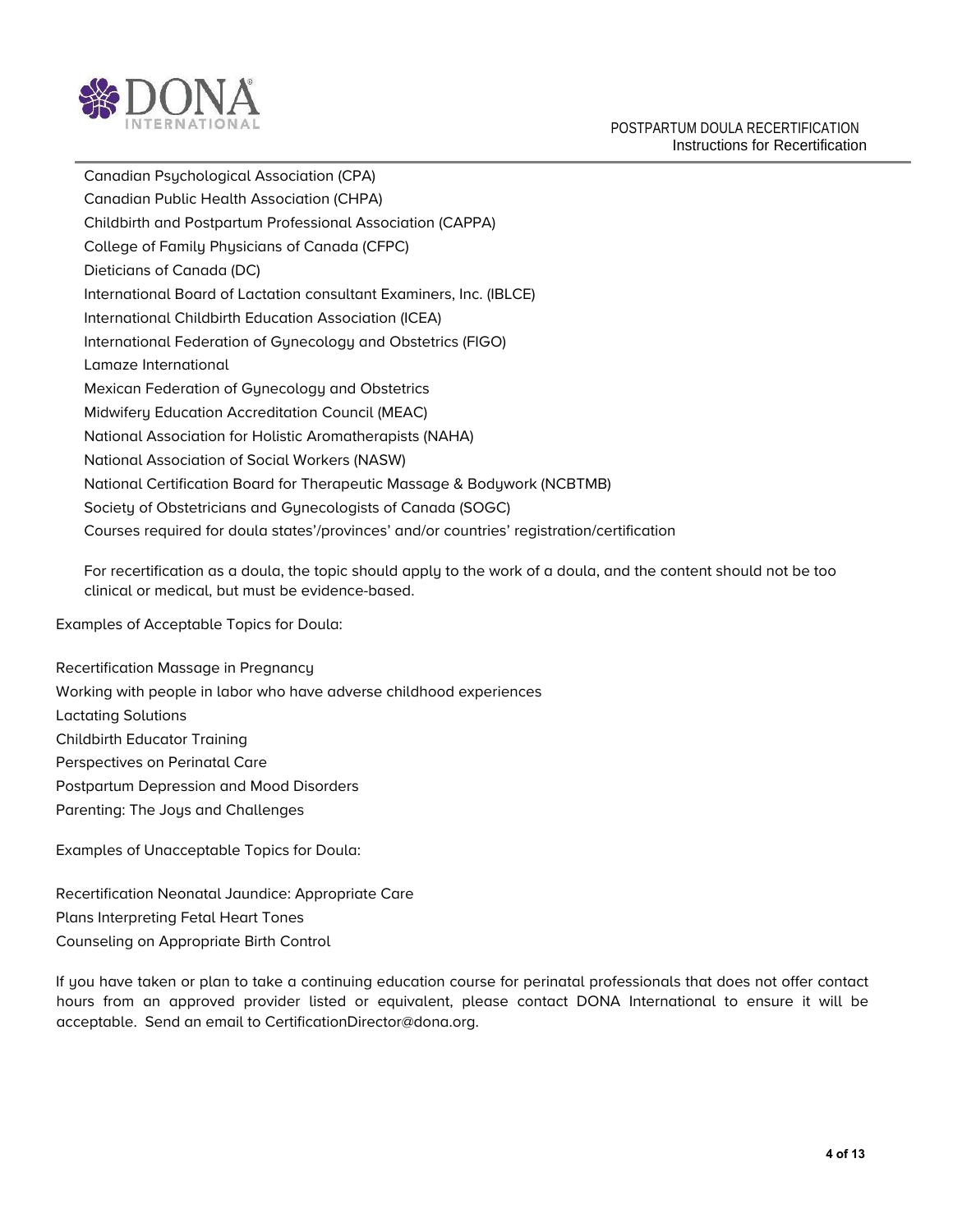- Canadian Psychological Association (CPA)
- Canadian Public Health Association (CHPA)
- Childbirth and Postpartum Professional Association (CAPPA)
- College of Family Physicians of Canada (CFPC)
- Dieticians of Canada (DC)
- International Board of Lactation consultant Examiners, Inc. (IBLCE)
- International Childbirth Education Association (ICEA)
- International Federation of Gynecology and Obstetrics (FIGO)
- Lamaze International
- Mexican Federation of Gynecology and Obstetrics
- Midwifery Education Accreditation Council (MEAC)
- National Association for Holistic Aromatherapists (NAHA)
- National Association of Social Workers (NASW)
- National Certification Board for Therapeutic Massage & Bodywork (NCBTMB)
- Society of Obstetricians and Gynecologists of Canada (SOGC)
- Courses required for doula states'/provinces' and/or countries' registration/certification

For recertification as a doula, the topic should apply to the work of a doula, and the content should not be too clinical or medical, but must be evidence-based.

Examples of Acceptable Topics for Doula:

Recertification Massage in Pregnancy
Working with people in labor who have adverse childhood experiences
Lactating Solutions
Childbirth Educator Training
Perspectives on Perinatal Care
Postpartum Depression and Mood Disorders
Parenting: The Joys and Challenges

Examples of Unacceptable Topics for Doula:

Recertification Neonatal Jaundice: Appropriate Care
Plans Interpreting Fetal Heart Tones
Counseling on Appropriate Birth Control

If you have taken or plan to take a continuing education course for perinatal professionals that does not offer contact hours from an approved provider listed or equivalent, please contact DONA International to ensure it will be acceptable. Send an email to CertificationDirector@dona.org.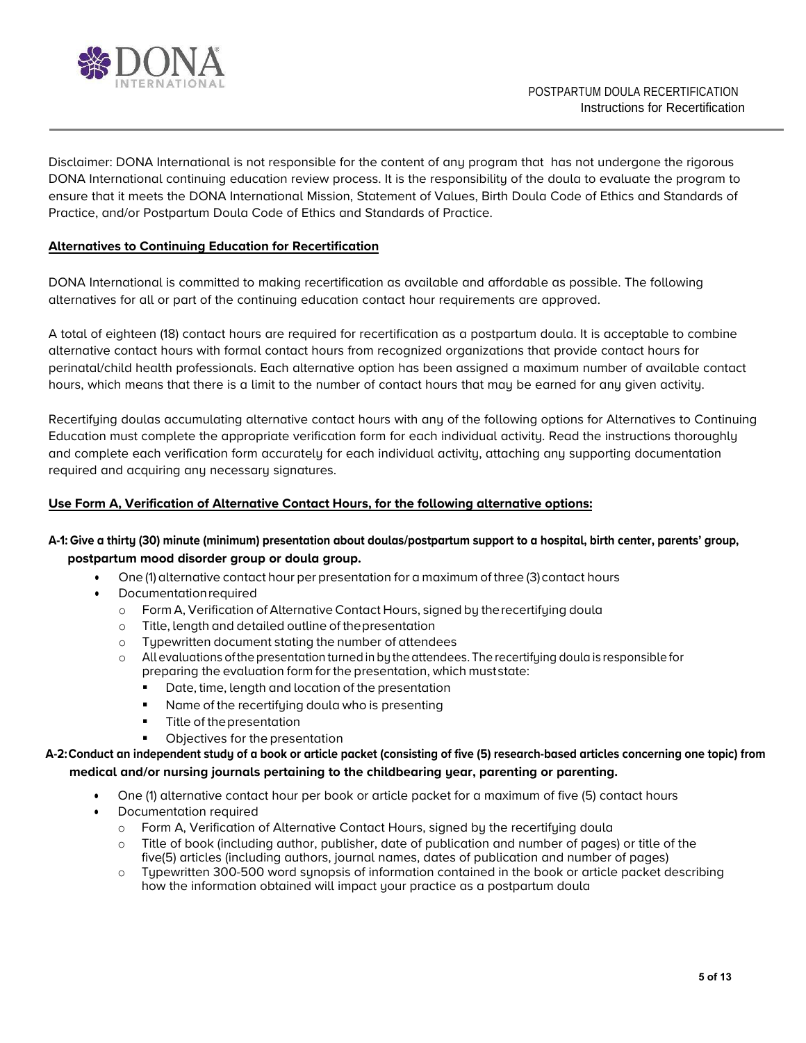Disclaimer: DONA International is not responsible for the content of any program that has not undergone the rigorous DONA International continuing education review process. It is the responsibility of the doula to evaluate the program to ensure that it meets the DONA International Mission, Statement of Values, Birth Doula Code of Ethics and Standards of Practice, and/or Postpartum Doula Code of Ethics and Standards of Practice.

## Alternatives to Continuing Education for Recertification

DONA International is committed to making recertification as available and affordable as possible. The following alternatives for all or part of the continuing education contact hour requirements are approved.

A total of eighteen (18) contact hours are required for recertification as a postpartum doula. It is acceptable to combine alternative contact hours with formal contact hours from recognized organizations that provide contact hours for perinatal/child health professionals. Each alternative option has been assigned a maximum number of available contact hours, which means that there is a limit to the number of contact hours that may be earned for any given activity.

Recertifying doulas accumulating alternative contact hours with any of the following options for Alternatives to Continuing Education must complete the appropriate verification form for each individual activity. Read the instructions thoroughly and complete each verification form accurately for each individual activity, attaching any supporting documentation required and acquiring any necessary signatures.

### Use Form A, Verification of Alternative Contact Hours, for the following alternative options:

**A-1: Give a thirty (30) minute (minimum) presentation about doulas/postpartum support to a hospital, birth center, parents' group, postpartum mood disorder group or doula group.**

- One (1) alternative contact hour per presentation for a maximum of three (3) contact hours
- Documentation required
  - Form A, Verification of Alternative Contact Hours, signed by the recertifying doula
  - Title, length and detailed outline of the presentation
  - Typewritten document stating the number of attendees
  - All evaluations of the presentation turned in by the attendees. The recertifying doula is responsible for preparing the evaluation form for the presentation, which must state:
    - Date, time, length and location of the presentation
    - Name of the recertifying doula who is presenting
    - Title of the presentation
    - Objectives for the presentation

**A-2: Conduct an independent study of a book or article packet (consisting of five (5) research-based articles concerning one topic) from medical and/or nursing journals pertaining to the childbearing year, parenting or parenting.**

- One (1) alternative contact hour per book or article packet for a maximum of five (5) contact hours
- Documentation required
  - Form A, Verification of Alternative Contact Hours, signed by the recertifying doula
  - Title of book (including author, publisher, date of publication and number of pages) or title of the five(5) articles (including authors, journal names, dates of publication and number of pages)
  - Typewritten 300-500 word synopsis of information contained in the book or article packet describing how the information obtained will impact your practice as a postpartum doula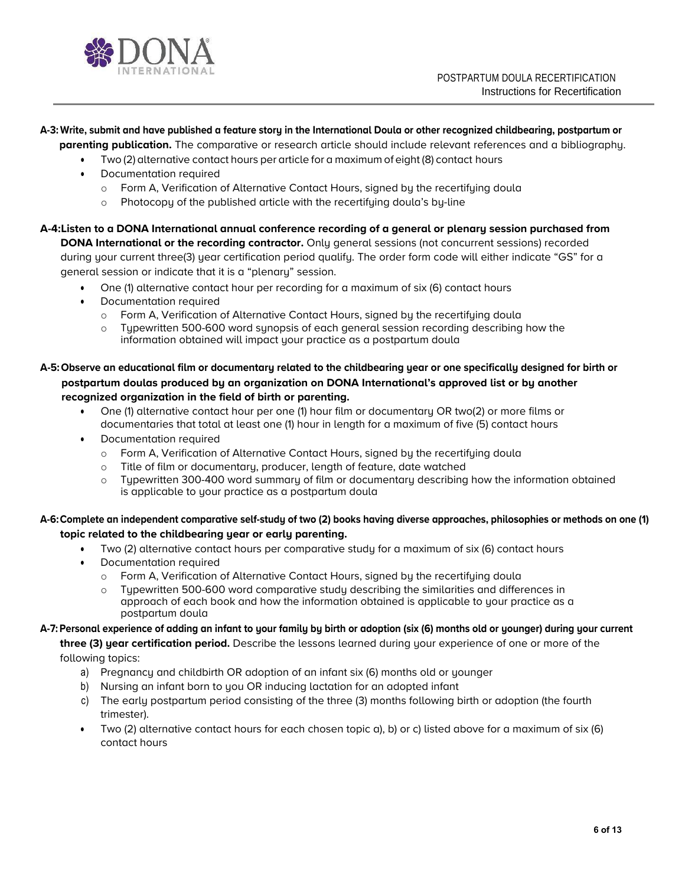**A-3: Write, submit and have published a feature story in the International Doula or other recognized childbearing, postpartum or parenting publication.** The comparative or research article should include relevant references and a bibliography.

- Two (2) alternative contact hours per article for a maximum of eight (8) contact hours
- Documentation required
  - Form A, Verification of Alternative Contact Hours, signed by the recertifying doula
  - Photocopy of the published article with the recertifying doula's by-line

**A-4: Listen to a DONA International annual conference recording of a general or plenary session purchased from DONA International or the recording contractor.** Only general sessions (not concurrent sessions) recorded during your current three(3) year certification period qualify. The order form code will either indicate "GS" for a general session or indicate that it is a "plenary" session.

- One (1) alternative contact hour per recording for a maximum of six (6) contact hours
- Documentation required
  - Form A, Verification of Alternative Contact Hours, signed by the recertifying doula
  - Typewritten 500-600 word synopsis of each general session recording describing how the information obtained will impact your practice as a postpartum doula

**A-5: Observe an educational film or documentary related to the childbearing year or one specifically designed for birth or postpartum doulas produced by an organization on DONA International's approved list or by another recognized organization in the field of birth or parenting.**

- One (1) alternative contact hour per one (1) hour film or documentary OR two(2) or more films or documentaries that total at least one (1) hour in length for a maximum of five (5) contact hours
- Documentation required
  - Form A, Verification of Alternative Contact Hours, signed by the recertifying doula
  - Title of film or documentary, producer, length of feature, date watched
  - Typewritten 300-400 word summary of film or documentary describing how the information obtained is applicable to your practice as a postpartum doula

**A-6: Complete an independent comparative self-study of two (2) books having diverse approaches, philosophies or methods on one (1) topic related to the childbearing year or early parenting.**

- Two (2) alternative contact hours per comparative study for a maximum of six (6) contact hours
- Documentation required
  - Form A, Verification of Alternative Contact Hours, signed by the recertifying doula
  - Typewritten 500-600 word comparative study describing the similarities and differences in approach of each book and how the information obtained is applicable to your practice as a postpartum doula

**A-7: Personal experience of adding an infant to your family by birth or adoption (six (6) months old or younger) during your current three (3) year certification period.** Describe the lessons learned during your experience of one or more of the following topics:

a) Pregnancy and childbirth OR adoption of an infant six (6) months old or younger
b) Nursing an infant born to you OR inducing lactation for an adopted infant
c) The early postpartum period consisting of the three (3) months following birth or adoption (the fourth trimester).

- Two (2) alternative contact hours for each chosen topic a), b) or c) listed above for a maximum of six (6) contact hours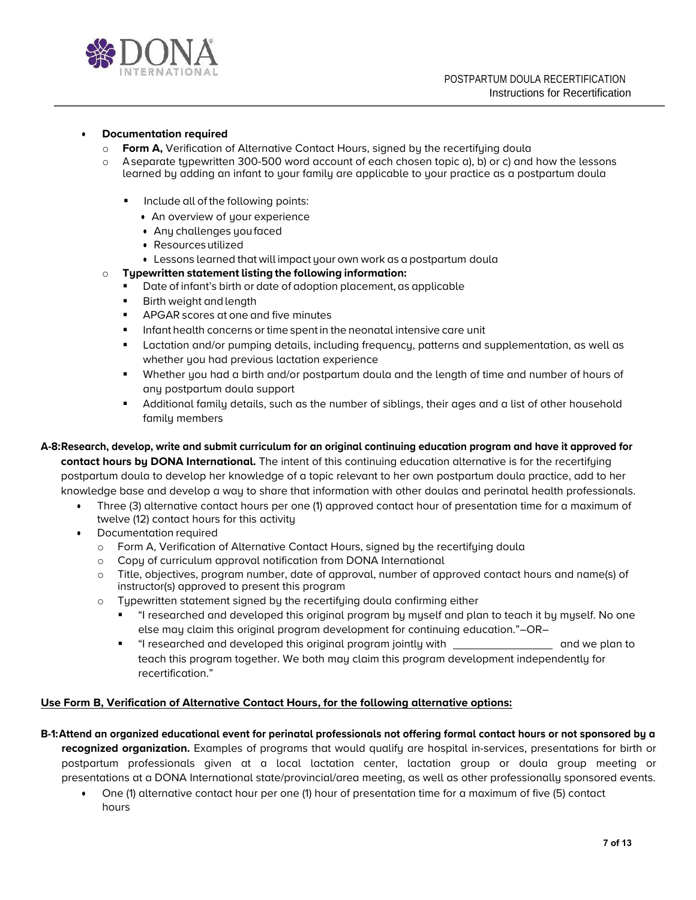- **Documentation required**
  - **Form A,** Verification of Alternative Contact Hours, signed by the recertifying doula
  - A separate typewritten 300-500 word account of each chosen topic a), b) or c) and how the lessons learned by adding an infant to your family are applicable to your practice as a postpartum doula
    - Include all of the following points:
      - An overview of your experience
      - Any challenges you faced
      - Resources utilized
      - Lessons learned that will impact your own work as a postpartum doula
  - **Typewritten statement listing the following information:**
    - Date of infant's birth or date of adoption placement, as applicable
    - Birth weight and length
    - APGAR scores at one and five minutes
    - Infant health concerns or time spent in the neonatal intensive care unit
    - Lactation and/or pumping details, including frequency, patterns and supplementation, as well as whether you had previous lactation experience
    - Whether you had a birth and/or postpartum doula and the length of time and number of hours of any postpartum doula support
    - Additional family details, such as the number of siblings, their ages and a list of other household family members

**A-8: Research, develop, write and submit curriculum for an original continuing education program and have it approved for contact hours by DONA International.** The intent of this continuing education alternative is for the recertifying postpartum doula to develop her knowledge of a topic relevant to her own postpartum doula practice, add to her knowledge base and develop a way to share that information with other doulas and perinatal health professionals.

- Three (3) alternative contact hours per one (1) approved contact hour of presentation time for a maximum of twelve (12) contact hours for this activity
- Documentation required
  - Form A, Verification of Alternative Contact Hours, signed by the recertifying doula
  - Copy of curriculum approval notification from DONA International
  - Title, objectives, program number, date of approval, number of approved contact hours and name(s) of instructor(s) approved to present this program
  - Typewritten statement signed by the recertifying doula confirming either
    - "I researched and developed this original program by myself and plan to teach it by myself. No one else may claim this original program development for continuing education."–OR–
    - "I researched and developed this original program jointly with \_\_\_\_\_\_\_\_\_\_\_\_\_\_\_\_\_ and we plan to teach this program together. We both may claim this program development independently for recertification."

**Use Form B, Verification of Alternative Contact Hours, for the following alternative options:**

**B-1: Attend an organized educational event for perinatal professionals not offering formal contact hours or not sponsored by a recognized organization.** Examples of programs that would qualify are hospital in-services, presentations for birth or postpartum professionals given at a local lactation center, lactation group or doula group meeting or presentations at a DONA International state/provincial/area meeting, as well as other professionally sponsored events.

- One (1) alternative contact hour per one (1) hour of presentation time for a maximum of five (5) contact hours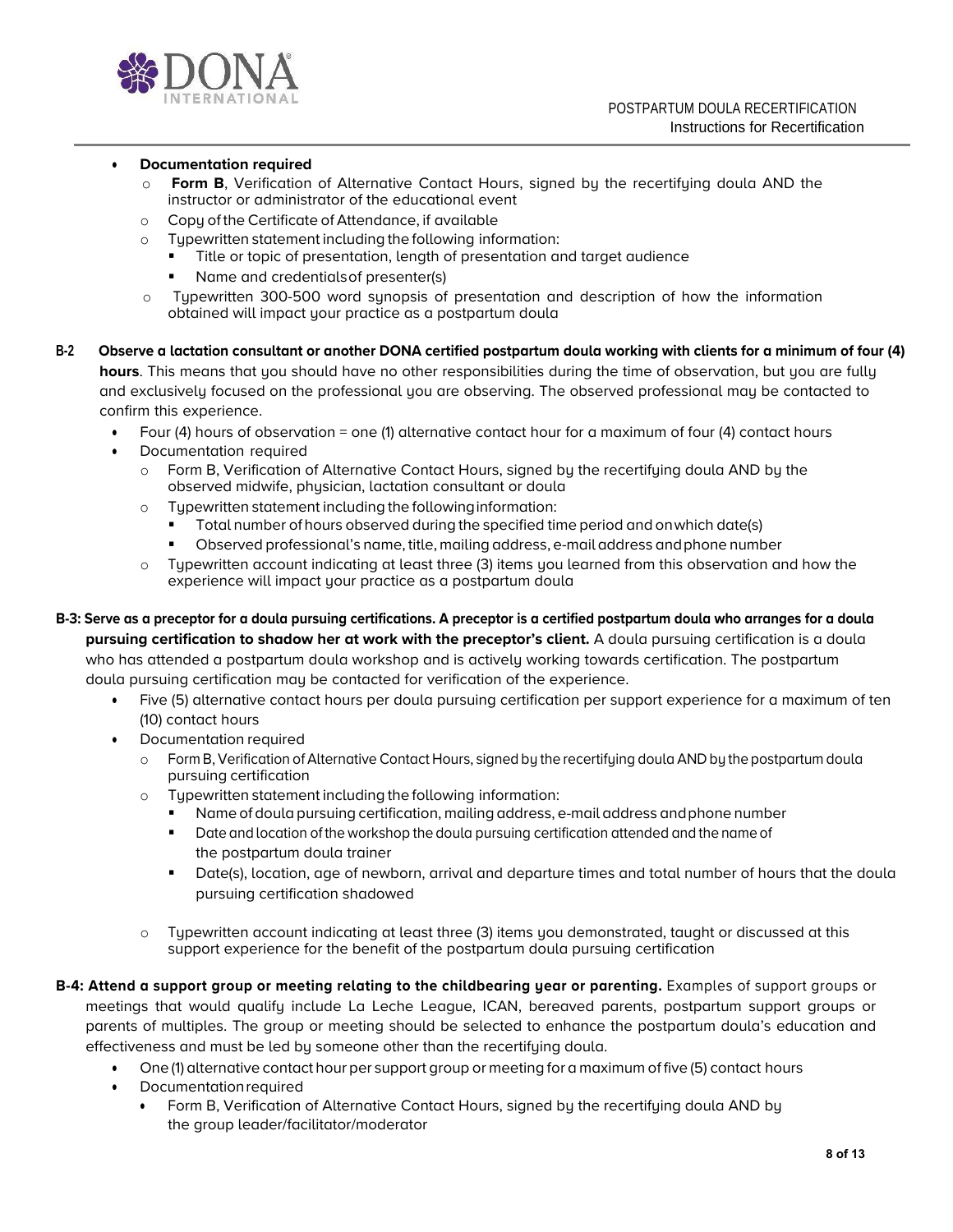- **Documentation required**
  - **Form B**, Verification of Alternative Contact Hours, signed by the recertifying doula AND the instructor or administrator of the educational event
  - Copy of the Certificate of Attendance, if available
  - Typewritten statement including the following information:
    - Title or topic of presentation, length of presentation and target audience
    - Name and credentials of presenter(s)
  - Typewritten 300-500 word synopsis of presentation and description of how the information obtained will impact your practice as a postpartum doula

**B-2 Observe a lactation consultant or another DONA certified postpartum doula working with clients for a minimum of four (4) hours**. This means that you should have no other responsibilities during the time of observation, but you are fully and exclusively focused on the professional you are observing. The observed professional may be contacted to confirm this experience.

- Four (4) hours of observation = one (1) alternative contact hour for a maximum of four (4) contact hours
- Documentation required
  - Form B, Verification of Alternative Contact Hours, signed by the recertifying doula AND by the observed midwife, physician, lactation consultant or doula
  - Typewritten statement including the following information:
    - Total number of hours observed during the specified time period and on which date(s)
    - Observed professional's name, title, mailing address, e-mail address and phone number
  - Typewritten account indicating at least three (3) items you learned from this observation and how the experience will impact your practice as a postpartum doula

**B-3: Serve as a preceptor for a doula pursuing certifications. A preceptor is a certified postpartum doula who arranges for a doula pursuing certification to shadow her at work with the preceptor's client.** A doula pursuing certification is a doula who has attended a postpartum doula workshop and is actively working towards certification. The postpartum doula pursuing certification may be contacted for verification of the experience.

- Five (5) alternative contact hours per doula pursuing certification per support experience for a maximum of ten (10) contact hours
- Documentation required
  - Form B, Verification of Alternative Contact Hours, signed by the recertifying doula AND by the postpartum doula pursuing certification
  - Typewritten statement including the following information:
    - Name of doula pursuing certification, mailing address, e-mail address and phone number
    - Date and location of the workshop the doula pursuing certification attended and the name of the postpartum doula trainer
    - Date(s), location, age of newborn, arrival and departure times and total number of hours that the doula pursuing certification shadowed
  - Typewritten account indicating at least three (3) items you demonstrated, taught or discussed at this support experience for the benefit of the postpartum doula pursuing certification

**B-4: Attend a support group or meeting relating to the childbearing year or parenting.** Examples of support groups or meetings that would qualify include La Leche League, ICAN, bereaved parents, postpartum support groups or parents of multiples. The group or meeting should be selected to enhance the postpartum doula's education and effectiveness and must be led by someone other than the recertifying doula.

- One (1) alternative contact hour per support group or meeting for a maximum of five (5) contact hours
- Documentation required
  - Form B, Verification of Alternative Contact Hours, signed by the recertifying doula AND by the group leader/facilitator/moderator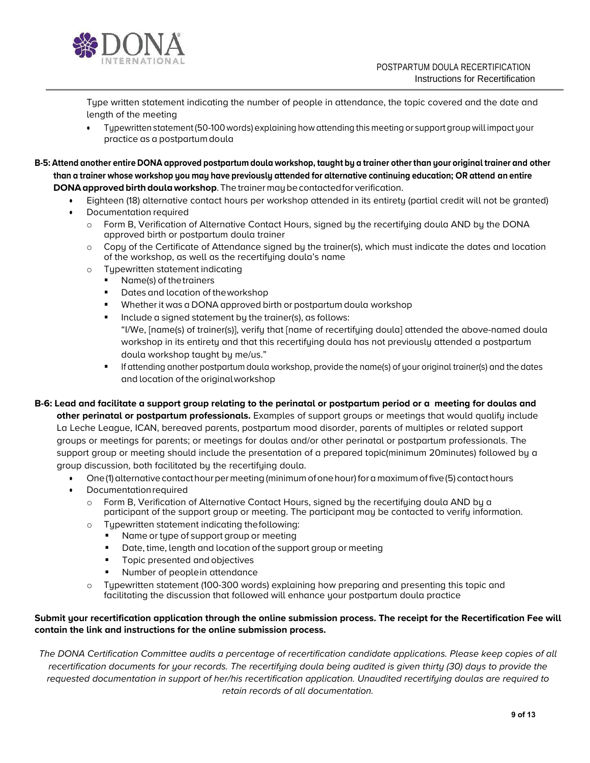Type written statement indicating the number of people in attendance, the topic covered and the date and length of the meeting

- Typewritten statement (50-100 words) explaining how attending this meeting or support group will impact your practice as a postpartum doula

**B-5: Attend another entire DONA approved postpartum doula workshop, taught by a trainer other than your original trainer and other than a trainer whose workshop you may have previously attended for alternative continuing education; OR attend an entire DONA approved birth doula workshop**. The trainer may be contacted for verification.

- Eighteen (18) alternative contact hours per workshop attended in its entirety (partial credit will not be granted)
- Documentation required
  - Form B, Verification of Alternative Contact Hours, signed by the recertifying doula AND by the DONA approved birth or postpartum doula trainer
  - Copy of the Certificate of Attendance signed by the trainer(s), which must indicate the dates and location of the workshop, as well as the recertifying doula's name
  - Typewritten statement indicating
    - Name(s) of the trainers
    - Dates and location of the workshop
    - Whether it was a DONA approved birth or postpartum doula workshop
    - Include a signed statement by the trainer(s), as follows:
      "I/We, [name(s) of trainer(s)], verify that [name of recertifying doula] attended the above-named doula workshop in its entirety and that this recertifying doula has not previously attended a postpartum doula workshop taught by me/us."
    - If attending another postpartum doula workshop, provide the name(s) of your original trainer(s) and the dates and location of the original workshop

**B-6: Lead and facilitate a support group relating to the perinatal or postpartum period or a meeting for doulas and other perinatal or postpartum professionals.** Examples of support groups or meetings that would qualify include La Leche League, ICAN, bereaved parents, postpartum mood disorder, parents of multiples or related support groups or meetings for parents; or meetings for doulas and/or other perinatal or postpartum professionals. The support group or meeting should include the presentation of a prepared topic(minimum 20minutes) followed by a group discussion, both facilitated by the recertifying doula.

- One (1) alternative contact hour per meeting (minimum of one hour) for a maximum of five (5) contact hours
- Documentation required
  - Form B, Verification of Alternative Contact Hours, signed by the recertifying doula AND by a participant of the support group or meeting. The participant may be contacted to verify information.
  - Typewritten statement indicating the following:
    - Name or type of support group or meeting
    - Date, time, length and location of the support group or meeting
    - Topic presented and objectives
    - Number of people in attendance
  - Typewritten statement (100-300 words) explaining how preparing and presenting this topic and facilitating the discussion that followed will enhance your postpartum doula practice

**Submit your recertification application through the online submission process. The receipt for the Recertification Fee will contain the link and instructions for the online submission process.**

*The DONA Certification Committee audits a percentage of recertification candidate applications. Please keep copies of all recertification documents for your records. The recertifying doula being audited is given thirty (30) days to provide the requested documentation in support of her/his recertification application. Unaudited recertifying doulas are required to retain records of all documentation.*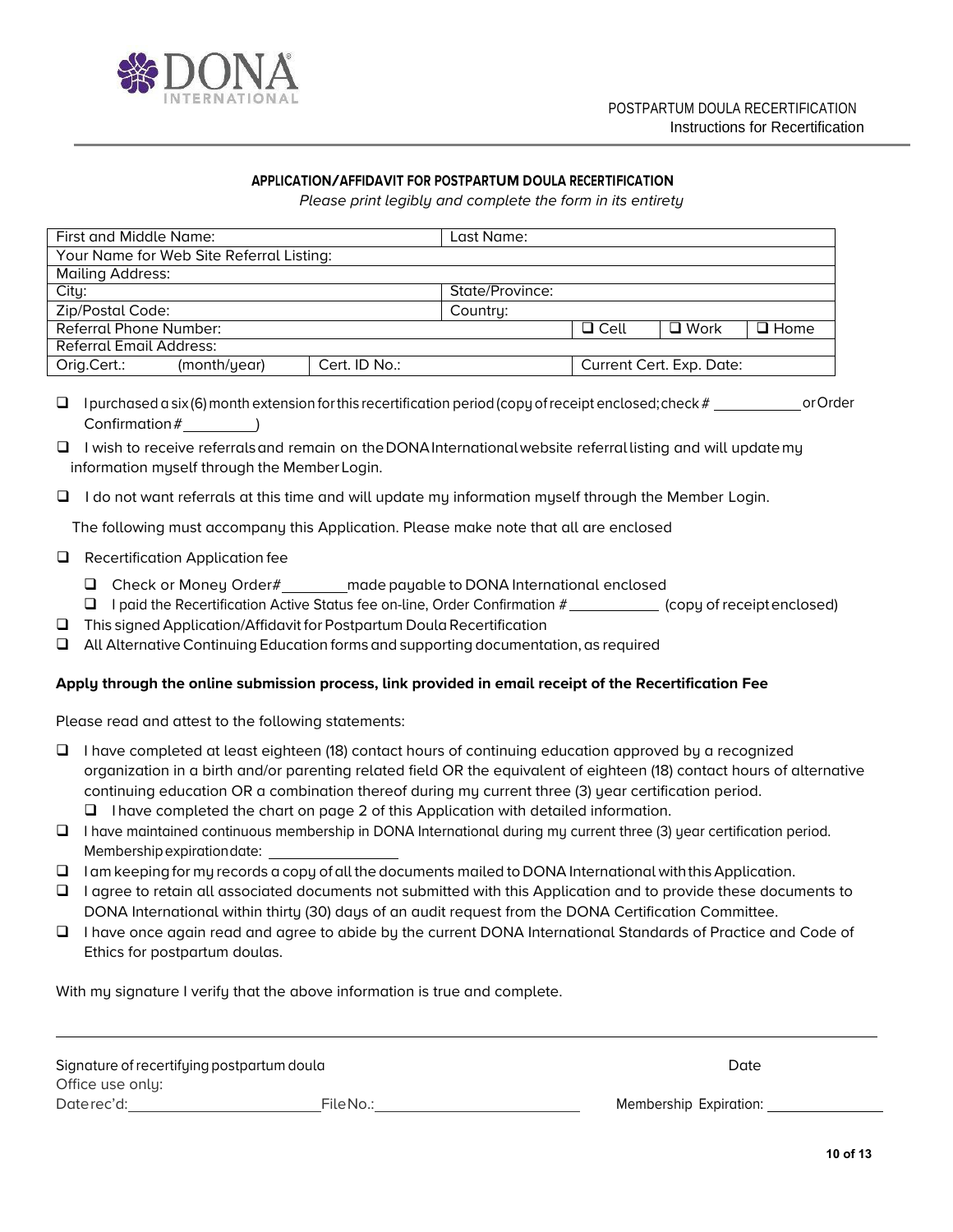POSTPARTUM DOULA RECERTIFICATION
Instructions for Recertification

### APPLICATION/AFFIDAVIT FOR POSTPARTUM DOULA RECERTIFICATION

*Please print legibly and complete the form in its entirety*

| First and Middle Name: | | | Last Name: | | | |
|---|---|---|---|---|---|---|
| Your Name for Web Site Referral Listing: | | | | | | |
| Mailing Address: | | | | | | |
| City: | | | State/Province: | | | |
| Zip/Postal Code: | | | Country: | | | |
| Referral Phone Number: | | | | ❑ Cell | ❑ Work | ❑ Home |
| Referral Email Address: | | | | | | |
| Orig.Cert.: | (month/year) | Cert. ID No.: | | Current Cert. Exp. Date: | | |

- ❑ I purchased a six (6) month extension for this recertification period (copy of receipt enclosed; check # __________ or Order Confirmation # __________)
- ❑ I wish to receive referrals and remain on the DONA International website referral listing and will update my information myself through the Member Login.
- ❑ I do not want referrals at this time and will update my information myself through the Member Login.

The following must accompany this Application. Please make note that all are enclosed

- ❑ Recertification Application fee
  - ❑ Check or Money Order# __________ made payable to DONA International enclosed
  - ❑ I paid the Recertification Active Status fee on-line, Order Confirmation # __________ (copy of receipt enclosed)
- ❑ This signed Application/Affidavit for Postpartum Doula Recertification
- ❑ All Alternative Continuing Education forms and supporting documentation, as required

**Apply through the online submission process, link provided in email receipt of the Recertification Fee**

Please read and attest to the following statements:

- ❑ I have completed at least eighteen (18) contact hours of continuing education approved by a recognized organization in a birth and/or parenting related field OR the equivalent of eighteen (18) contact hours of alternative continuing education OR a combination thereof during my current three (3) year certification period.
  - ❑ I have completed the chart on page 2 of this Application with detailed information.
- ❑ I have maintained continuous membership in DONA International during my current three (3) year certification period. Membership expiration date: __________
- ❑ I am keeping for my records a copy of all the documents mailed to DONA International with this Application.
- ❑ I agree to retain all associated documents not submitted with this Application and to provide these documents to DONA International within thirty (30) days of an audit request from the DONA Certification Committee.
- ❑ I have once again read and agree to abide by the current DONA International Standards of Practice and Code of Ethics for postpartum doulas.

With my signature I verify that the above information is true and complete.

_______________________________________________

Signature of recertifying postpartum doula — Date

Office use only:

Date rec'd: __________ File No.: __________ Membership Expiration: __________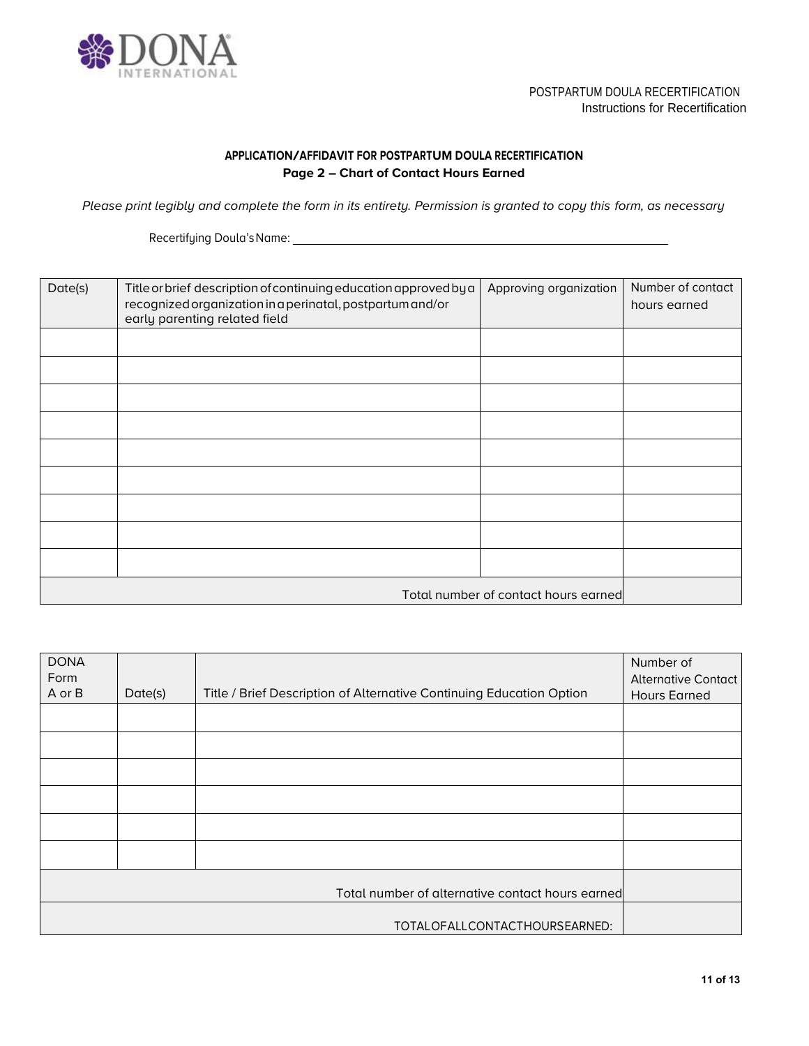POSTPARTUM DOULA RECERTIFICATION
Instructions for Recertification

### APPLICATION/AFFIDAVIT FOR POSTPARTUM DOULA RECERTIFICATION
**Page 2 – Chart of Contact Hours Earned**

*Please print legibly and complete the form in its entirety. Permission is granted to copy this form, as necessary*

Recertifying Doula's Name: ______________________________________________

| Date(s) | Title or brief description of continuing education approved by a recognized organization in a perinatal, postpartum and/or early parenting related field | Approving organization | Number of contact hours earned |
|---|---|---|---|
| | | | |
| | | | |
| | | | |
| | | | |
| | | | |
| | | | |
| | | | |
| | | | |
| | | | |
| | | Total number of contact hours earned | |

| DONA Form A or B | Date(s) | Title / Brief Description of Alternative Continuing Education Option | Number of Alternative Contact Hours Earned |
|---|---|---|---|
| | | | |
| | | | |
| | | | |
| | | | |
| | | | |
| | | | |
| | | Total number of alternative contact hours earned | |
| | | TOTAL OF ALL CONTACT HOURS EARNED: | |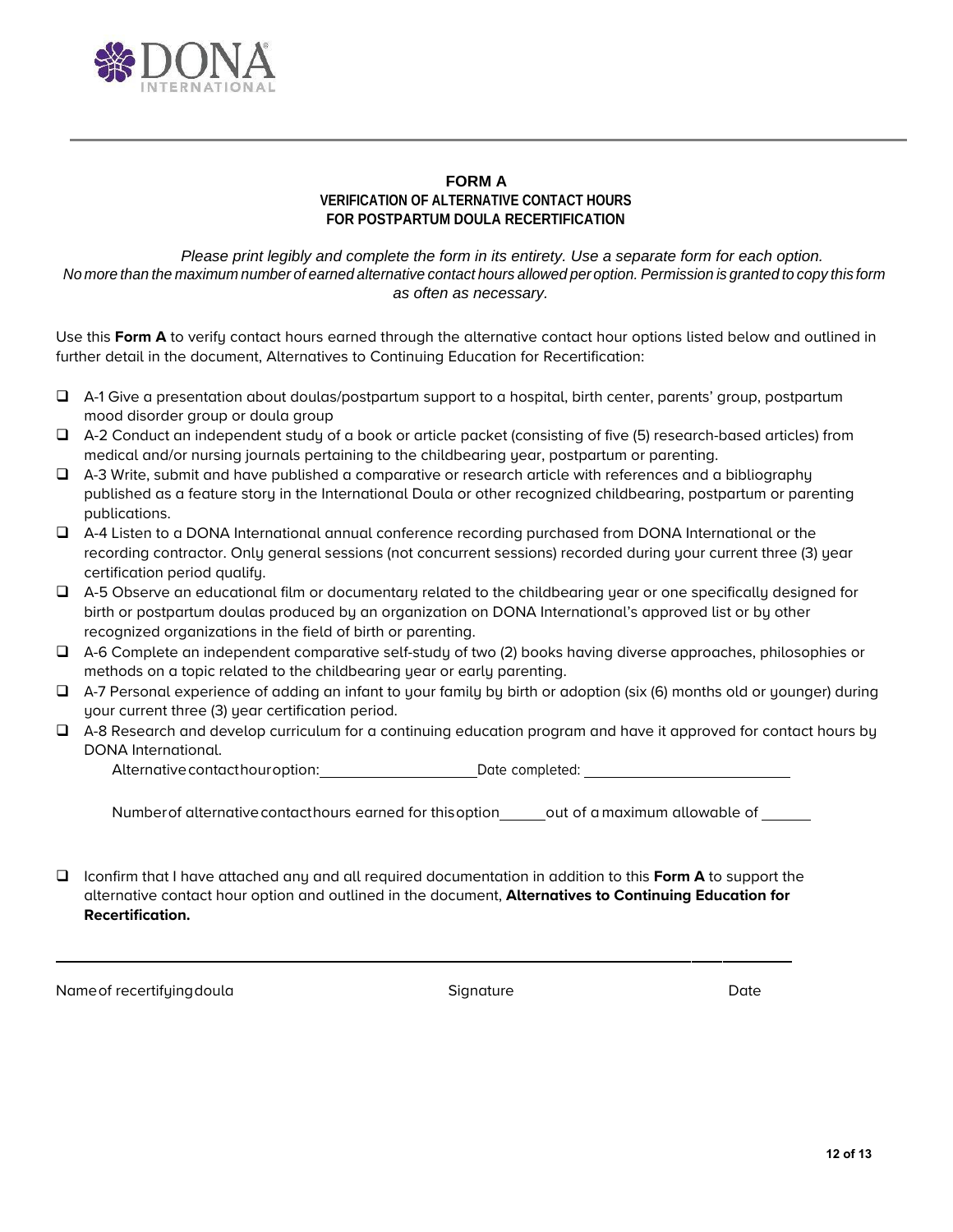DONA INTERNATIONAL

## FORM A

### VERIFICATION OF ALTERNATIVE CONTACT HOURS FOR POSTPARTUM DOULA RECERTIFICATION

*Please print legibly and complete the form in its entirety. Use a separate form for each option. No more than the maximum number of earned alternative contact hours allowed per option. Permission is granted to copy this form as often as necessary.*

Use this **Form A** to verify contact hours earned through the alternative contact hour options listed below and outlined in further detail in the document, Alternatives to Continuing Education for Recertification:

- ☐ A-1 Give a presentation about doulas/postpartum support to a hospital, birth center, parents' group, postpartum mood disorder group or doula group
- ☐ A-2 Conduct an independent study of a book or article packet (consisting of five (5) research-based articles) from medical and/or nursing journals pertaining to the childbearing year, postpartum or parenting.
- ☐ A-3 Write, submit and have published a comparative or research article with references and a bibliography published as a feature story in the International Doula or other recognized childbearing, postpartum or parenting publications.
- ☐ A-4 Listen to a DONA International annual conference recording purchased from DONA International or the recording contractor. Only general sessions (not concurrent sessions) recorded during your current three (3) year certification period qualify.
- ☐ A-5 Observe an educational film or documentary related to the childbearing year or one specifically designed for birth or postpartum doulas produced by an organization on DONA International's approved list or by other recognized organizations in the field of birth or parenting.
- ☐ A-6 Complete an independent comparative self-study of two (2) books having diverse approaches, philosophies or methods on a topic related to the childbearing year or early parenting.
- ☐ A-7 Personal experience of adding an infant to your family by birth or adoption (six (6) months old or younger) during your current three (3) year certification period.
- ☐ A-8 Research and develop curriculum for a continuing education program and have it approved for contact hours by DONA International.

Alternative contact hour option: ____________________ Date completed: ____________________

Number of alternative contact hours earned for this option ______ out of a maximum allowable of ______

- ☐ I confirm that I have attached any and all required documentation in addition to this **Form A** to support the alternative contact hour option and outlined in the document, **Alternatives to Continuing Education for Recertification.**

_______________________________________________________________________________

Name of recertifying doula　　　　　　　　Signature　　　　　　　　Date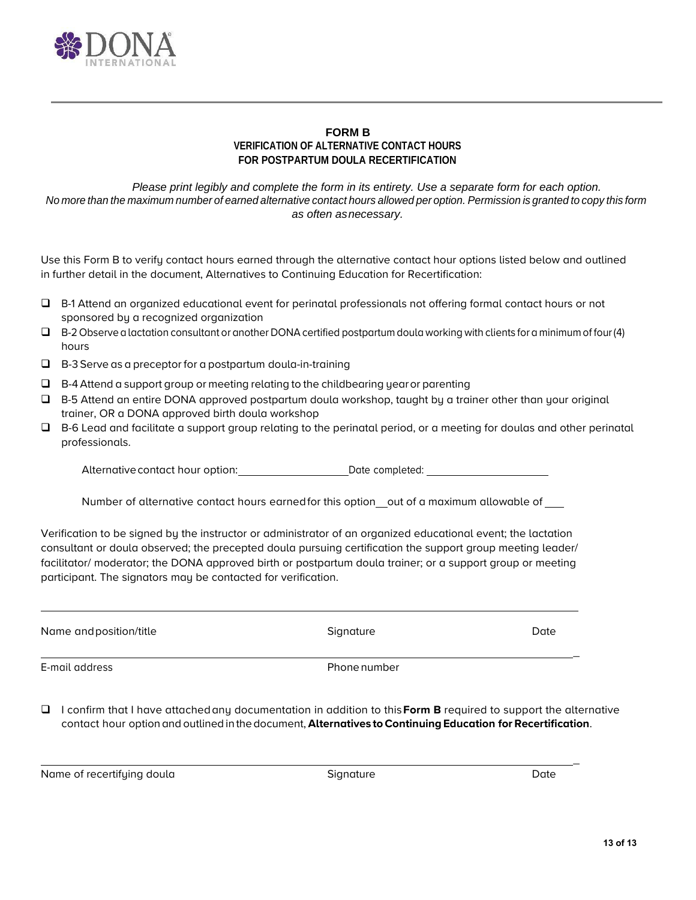DONA INTERNATIONAL

## FORM B
### VERIFICATION OF ALTERNATIVE CONTACT HOURS FOR POSTPARTUM DOULA RECERTIFICATION

*Please print legibly and complete the form in its entirety. Use a separate form for each option. No more than the maximum number of earned alternative contact hours allowed per option. Permission is granted to copy this form as often as necessary.*

Use this Form B to verify contact hours earned through the alternative contact hour options listed below and outlined in further detail in the document, Alternatives to Continuing Education for Recertification:

- ☐ B-1 Attend an organized educational event for perinatal professionals not offering formal contact hours or not sponsored by a recognized organization
- ☐ B-2 Observe a lactation consultant or another DONA certified postpartum doula working with clients for a minimum of four (4) hours
- ☐ B-3 Serve as a preceptor for a postpartum doula-in-training
- ☐ B-4 Attend a support group or meeting relating to the childbearing year or parenting
- ☐ B-5 Attend an entire DONA approved postpartum doula workshop, taught by a trainer other than your original trainer, OR a DONA approved birth doula workshop
- ☐ B-6 Lead and facilitate a support group relating to the perinatal period, or a meeting for doulas and other perinatal professionals.

Alternative contact hour option: ____________________ Date completed: ______________________

Number of alternative contact hours earned for this option __ out of a maximum allowable of ___

Verification to be signed by the instructor or administrator of an organized educational event; the lactation consultant or doula observed; the precepted doula pursuing certification the support group meeting leader/ facilitator/ moderator; the DONA approved birth or postpartum doula trainer; or a support group or meeting participant. The signators may be contacted for verification.

_____________________________________________________________________________________

Name and position/title                                        Signature                                        Date

_____________________________________________________________________________________

E-mail address                                        Phone number

☐ I confirm that I have attached any documentation in addition to this **Form B** required to support the alternative contact hour option and outlined in the document, **Alternatives to Continuing Education for Recertification**.

_____________________________________________________________________________________

Name of recertifying doula                                        Signature                                        Date